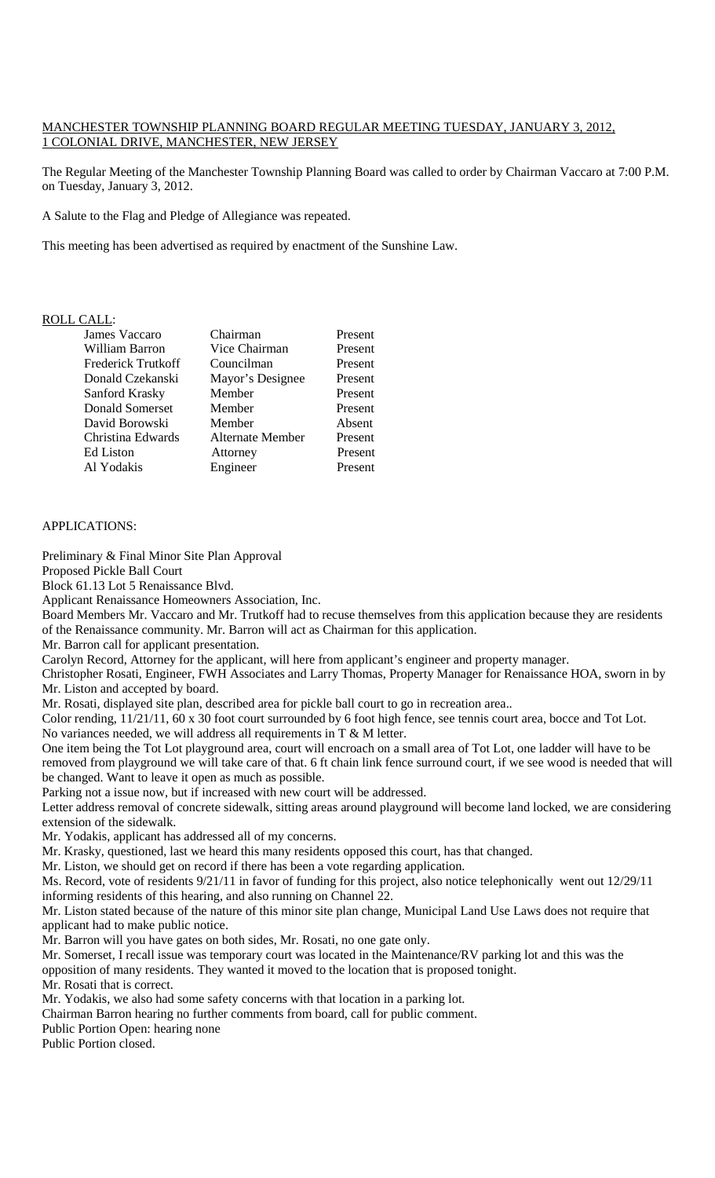MANCHESTER TOWNSHIP PLANNING BOARD REGULAR MEETING TUESDAY, JANUARY 3, 2012, 1 COLONIAL DRIVE, MANCHESTER, NEW JERSEY

The Regular Meeting of the Manchester Township Planning Board was called to order by Chairman Vaccaro at 7:00 P.M. on Tuesday, January 3, 2012.

A Salute to the Flag and Pledge of Allegiance was repeated.

This meeting has been advertised as required by enactment of the Sunshine Law.

ROLL CALL:

| | | |
|---|---|---|
| James Vaccaro | Chairman | Present |
| William Barron | Vice Chairman | Present |
| Frederick Trutkoff | Councilman | Present |
| Donald Czekanski | Mayor's Designee | Present |
| Sanford Krasky | Member | Present |
| Donald Somerset | Member | Present |
| David Borowski | Member | Absent |
| Christina Edwards | Alternate Member | Present |
| Ed Liston | Attorney | Present |
| Al Yodakis | Engineer | Present |

APPLICATIONS:

Preliminary & Final Minor Site Plan Approval
Proposed Pickle Ball Court
Block 61.13 Lot 5 Renaissance Blvd.
Applicant Renaissance Homeowners Association, Inc.

Board Members Mr. Vaccaro and Mr. Trutkoff had to recuse themselves from this application because they are residents of the Renaissance community. Mr. Barron will act as Chairman for this application.

Mr. Barron call for applicant presentation.

Carolyn Record, Attorney for the applicant, will here from applicant's engineer and property manager.

Christopher Rosati, Engineer, FWH Associates and Larry Thomas, Property Manager for Renaissance HOA, sworn in by Mr. Liston and accepted by board.

Mr. Rosati, displayed site plan, described area for pickle ball court to go in recreation area..

Color rending, 11/21/11, 60 x 30 foot court surrounded by 6 foot high fence, see tennis court area, bocce and Tot Lot. No variances needed, we will address all requirements in T & M letter.

One item being the Tot Lot playground area, court will encroach on a small area of Tot Lot, one ladder will have to be removed from playground we will take care of that. 6 ft chain link fence surround court, if we see wood is needed that will be changed. Want to leave it open as much as possible.

Parking not a issue now, but if increased with new court will be addressed.

Letter address removal of concrete sidewalk, sitting areas around playground will become land locked, we are considering extension of the sidewalk.

Mr. Yodakis, applicant has addressed all of my concerns.

Mr. Krasky, questioned, last we heard this many residents opposed this court, has that changed.

Mr. Liston, we should get on record if there has been a vote regarding application.

Ms. Record, vote of residents 9/21/11 in favor of funding for this project, also notice telephonically went out 12/29/11 informing residents of this hearing, and also running on Channel 22.

Mr. Liston stated because of the nature of this minor site plan change, Municipal Land Use Laws does not require that applicant had to make public notice.

Mr. Barron will you have gates on both sides, Mr. Rosati, no one gate only.

Mr. Somerset, I recall issue was temporary court was located in the Maintenance/RV parking lot and this was the opposition of many residents. They wanted it moved to the location that is proposed tonight.

Mr. Rosati that is correct.

Mr. Yodakis, we also had some safety concerns with that location in a parking lot.

Chairman Barron hearing no further comments from board, call for public comment.

Public Portion Open: hearing none

Public Portion closed.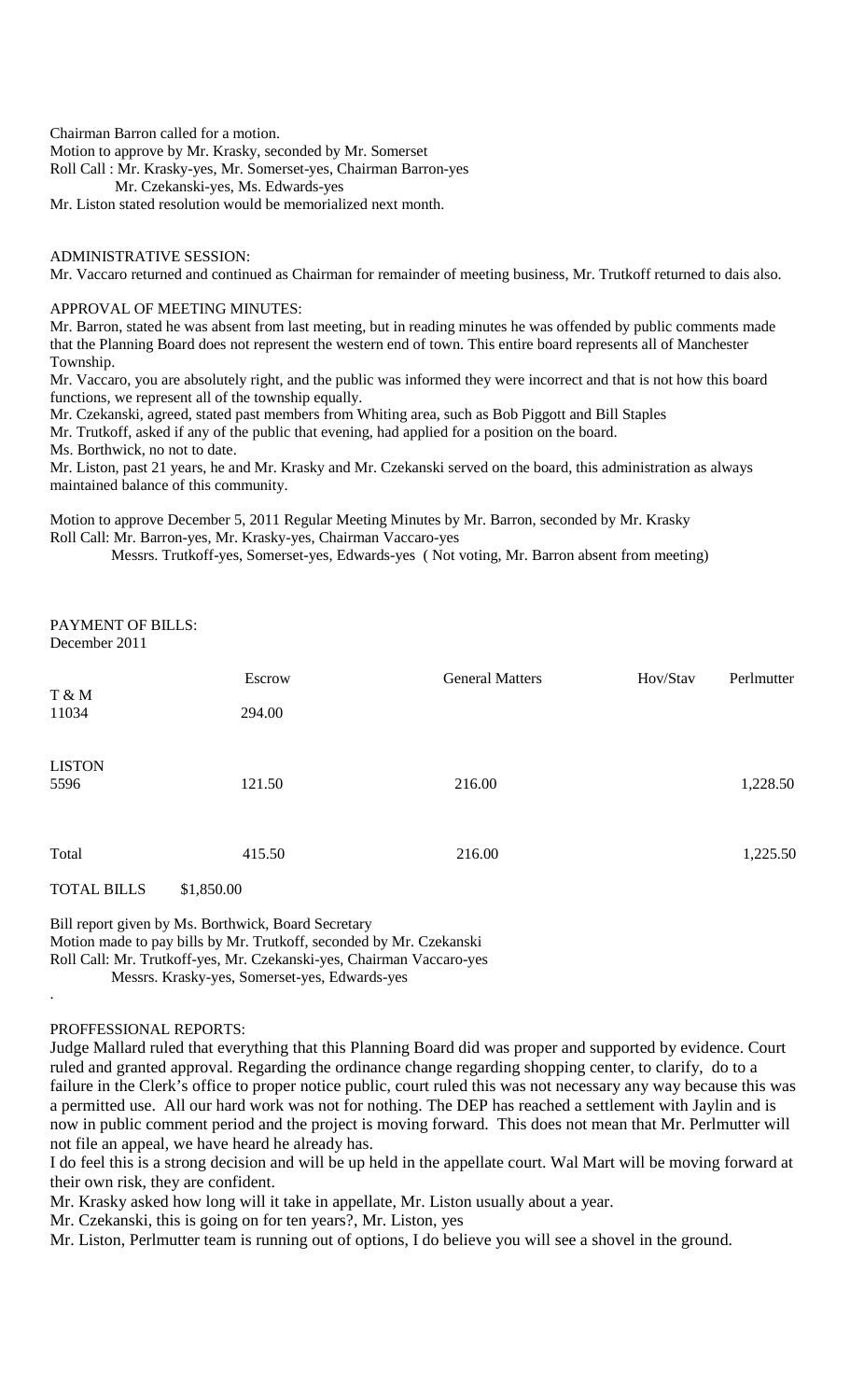Chairman Barron called for a motion.
Motion to approve by Mr. Krasky, seconded by Mr. Somerset
Roll Call : Mr. Krasky-yes, Mr. Somerset-yes, Chairman Barron-yes
Mr. Czekanski-yes, Ms. Edwards-yes
Mr. Liston stated resolution would be memorialized next month.

ADMINISTRATIVE SESSION:
Mr. Vaccaro returned and continued as Chairman for remainder of meeting business, Mr. Trutkoff returned to dais also.

APPROVAL OF MEETING MINUTES:
Mr. Barron, stated he was absent from last meeting, but in reading minutes he was offended by public comments made that the Planning Board does not represent the western end of town. This entire board represents all of Manchester Township.
Mr. Vaccaro, you are absolutely right, and the public was informed they were incorrect and that is not how this board functions, we represent all of the township equally.
Mr. Czekanski, agreed, stated past members from Whiting area, such as Bob Piggott and Bill Staples
Mr. Trutkoff, asked if any of the public that evening, had applied for a position on the board.
Ms. Borthwick, no not to date.
Mr. Liston, past 21 years, he and Mr. Krasky and Mr. Czekanski served on the board, this administration as always maintained balance of this community.

Motion to approve December 5, 2011 Regular Meeting Minutes by Mr. Barron, seconded by Mr. Krasky
Roll Call: Mr. Barron-yes, Mr. Krasky-yes, Chairman Vaccaro-yes
Messrs. Trutkoff-yes, Somerset-yes, Edwards-yes ( Not voting, Mr. Barron absent from meeting)

PAYMENT OF BILLS:
December 2011

| | Escrow | General Matters | Hov/Stav | Perlmutter |
|---|---|---|---|---|
| T & M 11034 | 294.00 | | | |
| LISTON 5596 | 121.50 | 216.00 | | 1,228.50 |
| Total | 415.50 | 216.00 | | 1,225.50 |

TOTAL BILLS $1,850.00

Bill report given by Ms. Borthwick, Board Secretary
Motion made to pay bills by Mr. Trutkoff, seconded by Mr. Czekanski
Roll Call: Mr. Trutkoff-yes, Mr. Czekanski-yes, Chairman Vaccaro-yes
Messrs. Krasky-yes, Somerset-yes, Edwards-yes

PROFFESSIONAL REPORTS:
Judge Mallard ruled that everything that this Planning Board did was proper and supported by evidence. Court ruled and granted approval. Regarding the ordinance change regarding shopping center, to clarify, do to a failure in the Clerk's office to proper notice public, court ruled this was not necessary any way because this was a permitted use. All our hard work was not for nothing. The DEP has reached a settlement with Jaylin and is now in public comment period and the project is moving forward. This does not mean that Mr. Perlmutter will not file an appeal, we have heard he already has.
I do feel this is a strong decision and will be up held in the appellate court. Wal Mart will be moving forward at their own risk, they are confident.
Mr. Krasky asked how long will it take in appellate, Mr. Liston usually about a year.
Mr. Czekanski, this is going on for ten years?, Mr. Liston, yes
Mr. Liston, Perlmutter team is running out of options, I do believe you will see a shovel in the ground.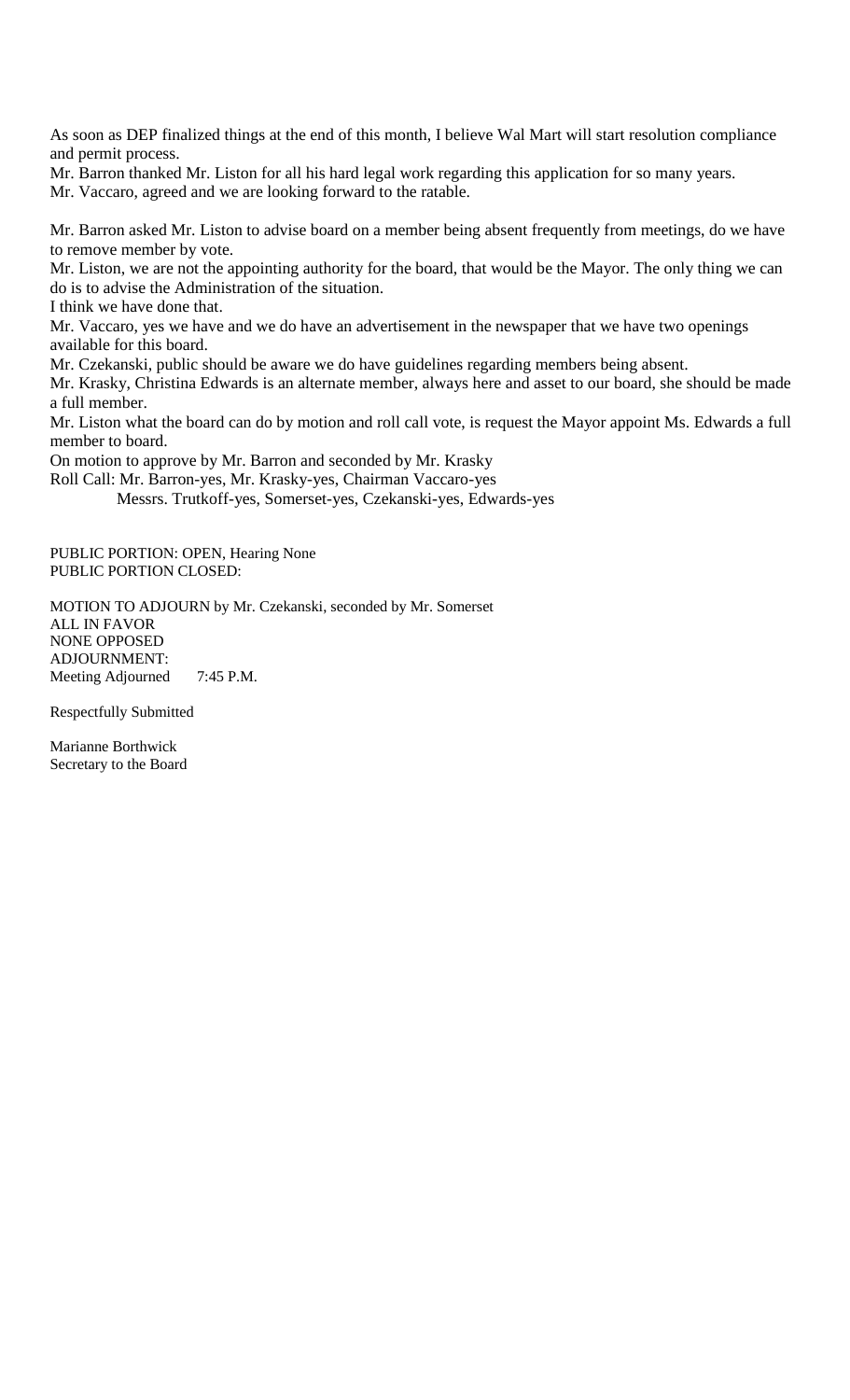As soon as DEP finalized things at the end of this month, I believe Wal Mart will start resolution compliance and permit process.

Mr. Barron thanked Mr. Liston for all his hard legal work regarding this application for so many years.

Mr. Vaccaro, agreed and we are looking forward to the ratable.

Mr. Barron asked Mr. Liston to advise board on a member being absent frequently from meetings, do we have to remove member by vote.

Mr. Liston, we are not the appointing authority for the board, that would be the Mayor. The only thing we can do is to advise the Administration of the situation.

I think we have done that.

Mr. Vaccaro, yes we have and we do have an advertisement in the newspaper that we have two openings available for this board.

Mr. Czekanski, public should be aware we do have guidelines regarding members being absent.

Mr. Krasky, Christina Edwards is an alternate member, always here and asset to our board, she should be made a full member.

Mr. Liston what the board can do by motion and roll call vote, is request the Mayor appoint Ms. Edwards a full member to board.

On motion to approve by Mr. Barron and seconded by Mr. Krasky

Roll Call: Mr. Barron-yes, Mr. Krasky-yes, Chairman Vaccaro-yes

Messrs. Trutkoff-yes, Somerset-yes, Czekanski-yes, Edwards-yes

PUBLIC PORTION: OPEN, Hearing None

PUBLIC PORTION CLOSED:

MOTION TO ADJOURN by Mr. Czekanski, seconded by Mr. Somerset

ALL IN FAVOR

NONE OPPOSED

ADJOURNMENT:

Meeting Adjourned 7:45 P.M.

Respectfully Submitted

Marianne Borthwick

Secretary to the Board